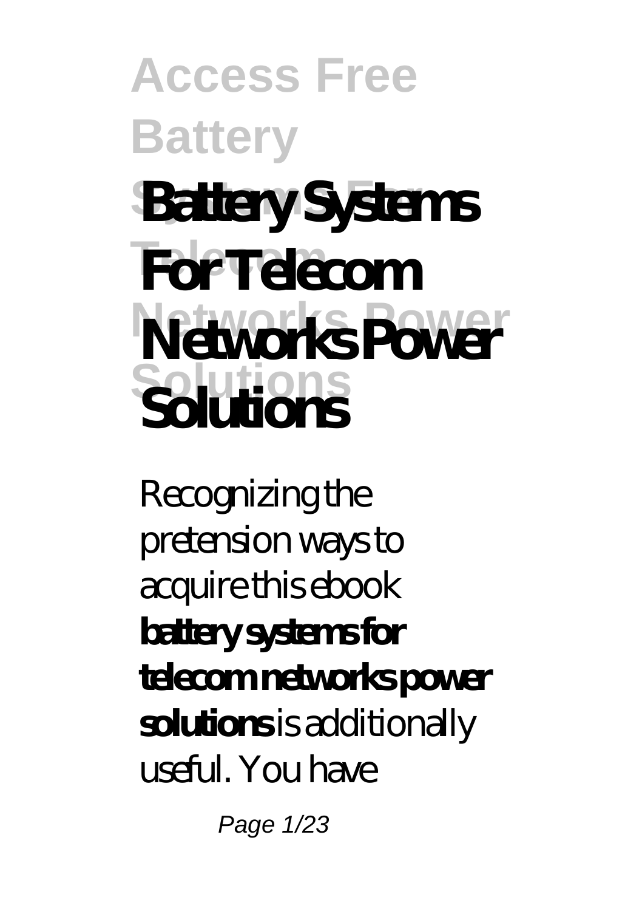# Battery Systems For Telecom Networks Power Solutions

Recognizing the pretension ways to acquire this ebook **battery systems for telecom networks power solutions** is additionally useful. You have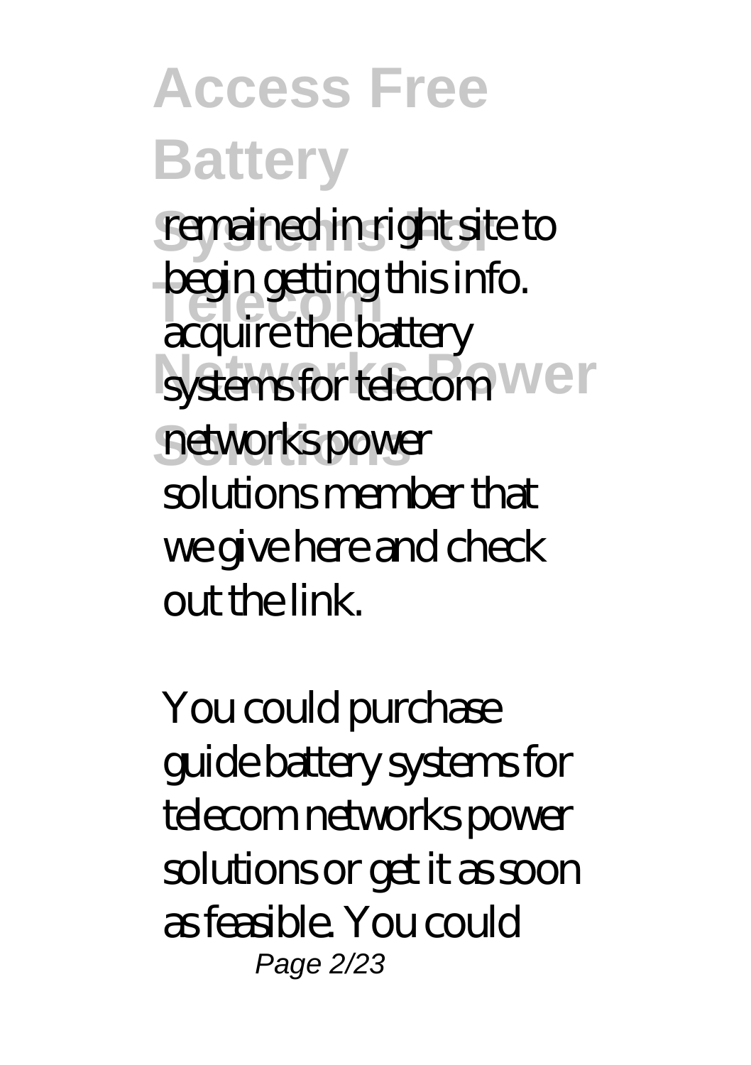remained in right site to begin getting this info. acquire the battery systems for telecom networks power solutions member that we give here and check out the link.

You could purchase guide battery systems for telecom networks power solutions or get it as soon as feasible. You could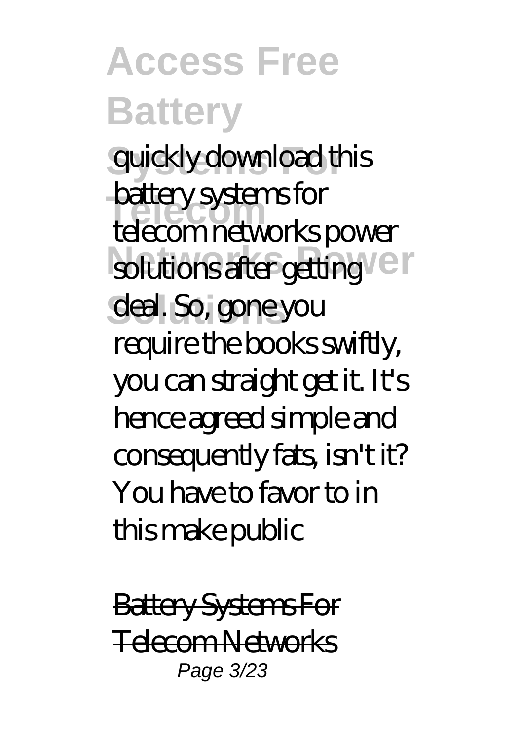quickly download this battery systems for telecom networks power solutions after getting deal. So, gone you require the books swiftly, you can straight get it. It's hence agreed simple and consequently fats, isn't it? You have to favor to in this make public

~~Battery Systems For Telecom Networks~~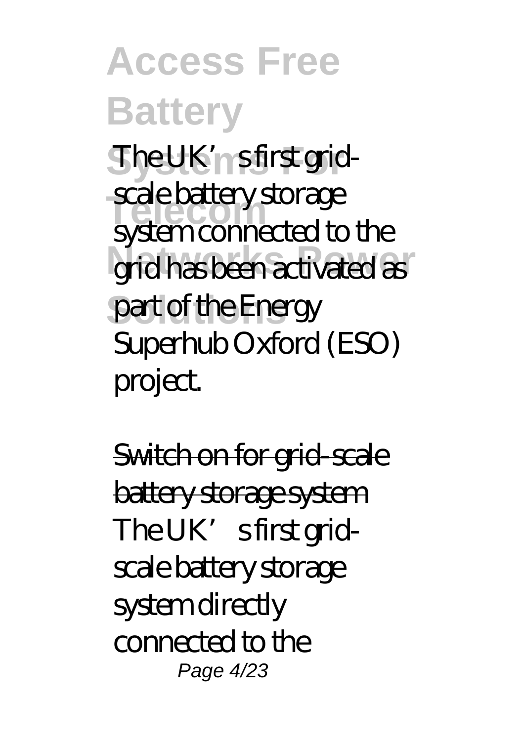The UK's first grid-scale battery storage system connected to the grid has been activated as part of the Energy Superhub Oxford (ESO) project.

Switch on for grid-scale battery storage system
The UK's first grid-scale battery storage system directly connected to the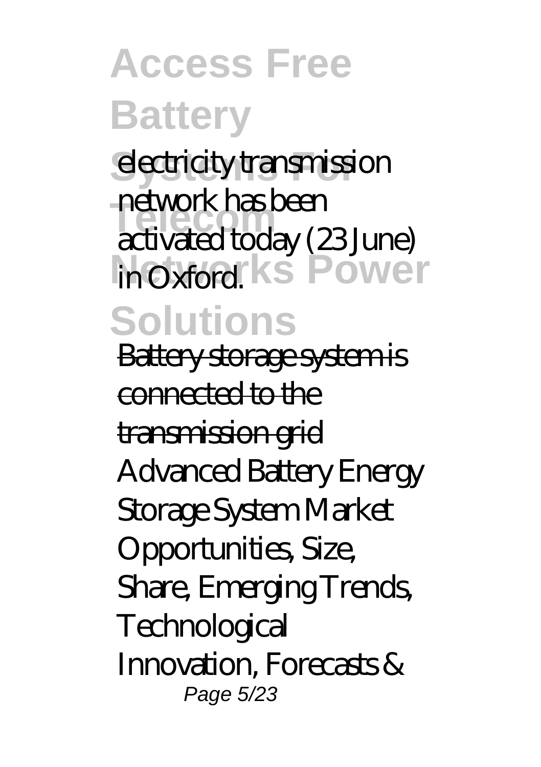electricity transmission network has been activated today (23 June) in Oxford.

~~Battery storage system is connected to the transmission grid~~

Advanced Battery Energy Storage System Market Opportunities, Size, Share, Emerging Trends, Technological Innovation, Forecasts &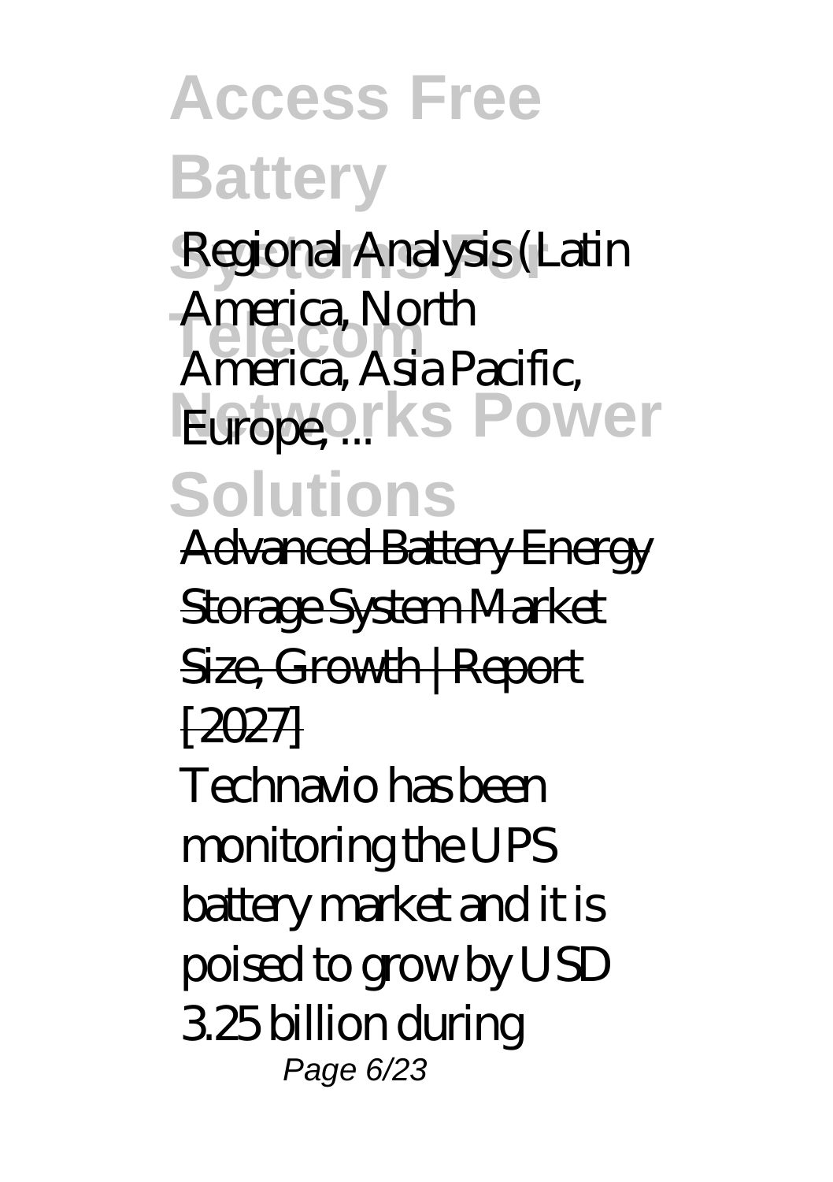*Regional Analysis (Latin America, North America, Asia Pacific, Europe, ...*

Advanced Battery Energy Storage System Market Size, Growth | Report [2027]

Technavio has been monitoring the UPS battery market and it is poised to grow by USD 3.25 billion during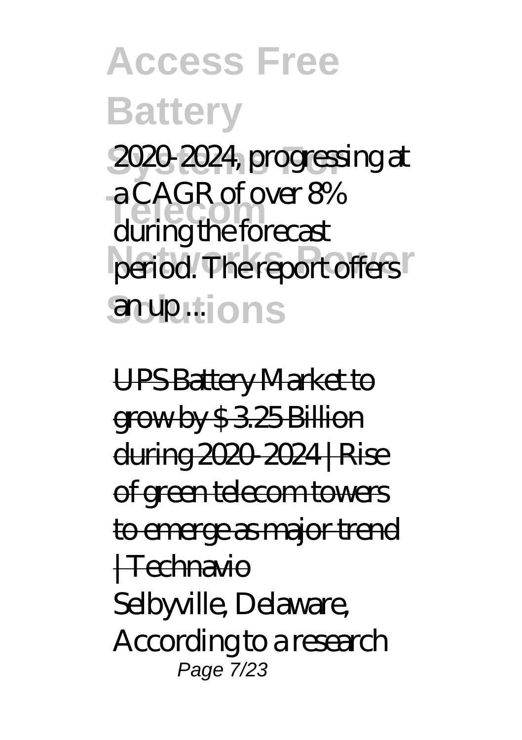2020-2024, progressing at a CAGR of over 8% during the forecast period. The report offers an up ...

UPS Battery Market to grow by $ 3.25 Billion during 2020-2024 | Rise of green telecom towers to emerge as major trend | Technavio

Selbyville, Delaware, According to a research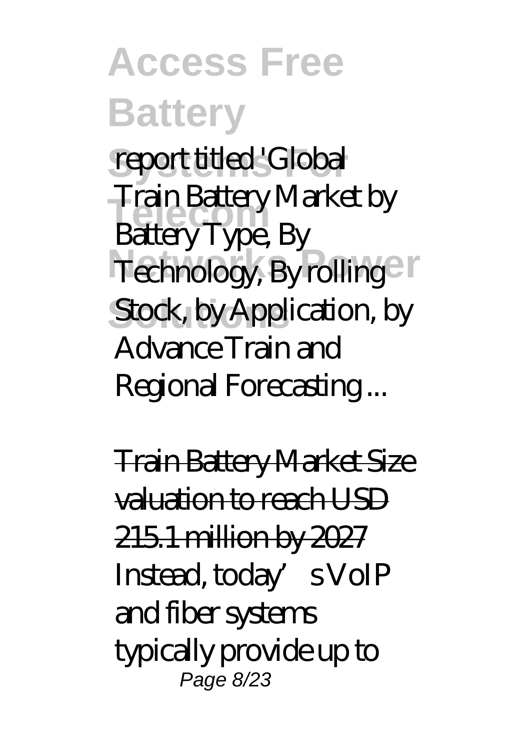report titled 'Global Train Battery Market by Battery Type, By Technology, By rolling Stock, by Application, by Advance Train and Regional Forecasting ...

Train Battery Market Size valuation to reach USD 215.1 million by 2027

Instead, today's VoIP and fiber systems typically provide up to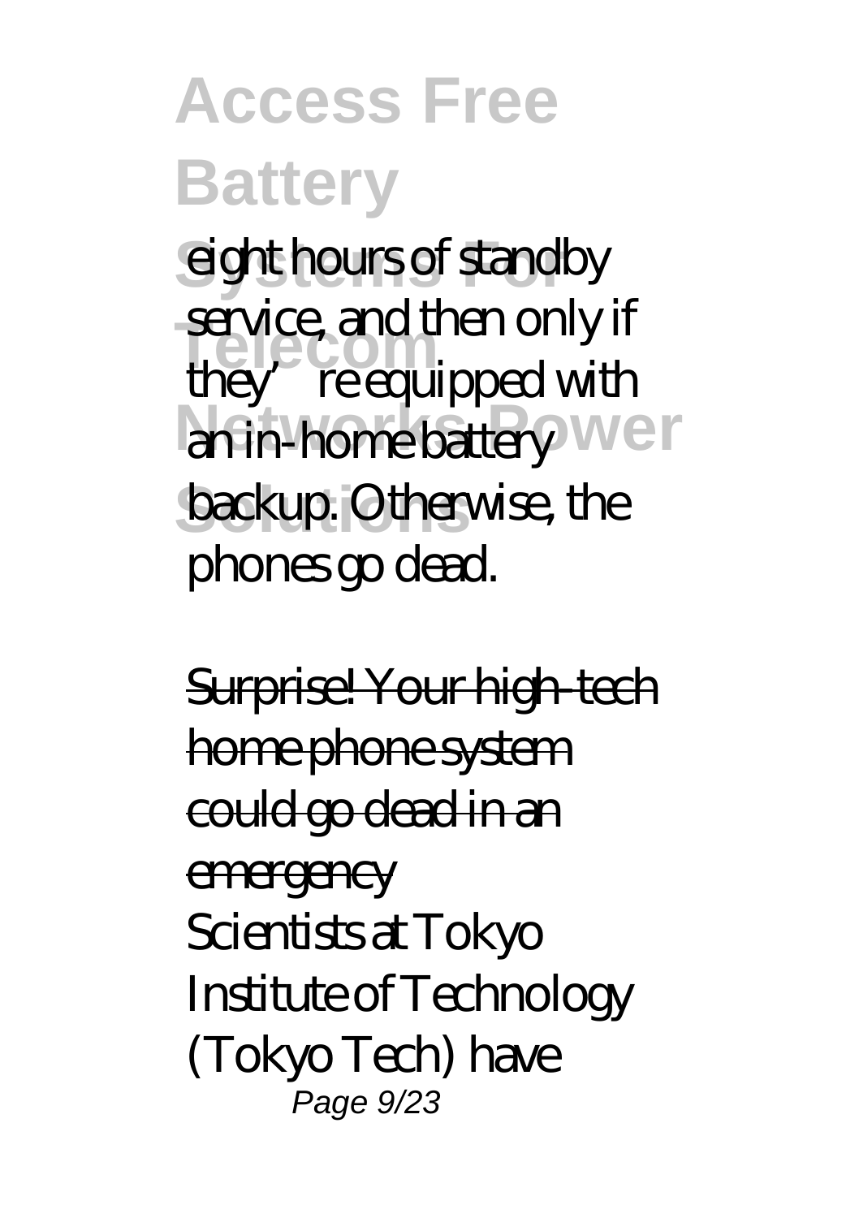eight hours of standby service, and then only if they're equipped with an in-home battery backup. Otherwise, the phones go dead.

Surprise! Your high-tech home phone system could go dead in an emergency

Scientists at Tokyo Institute of Technology (Tokyo Tech) have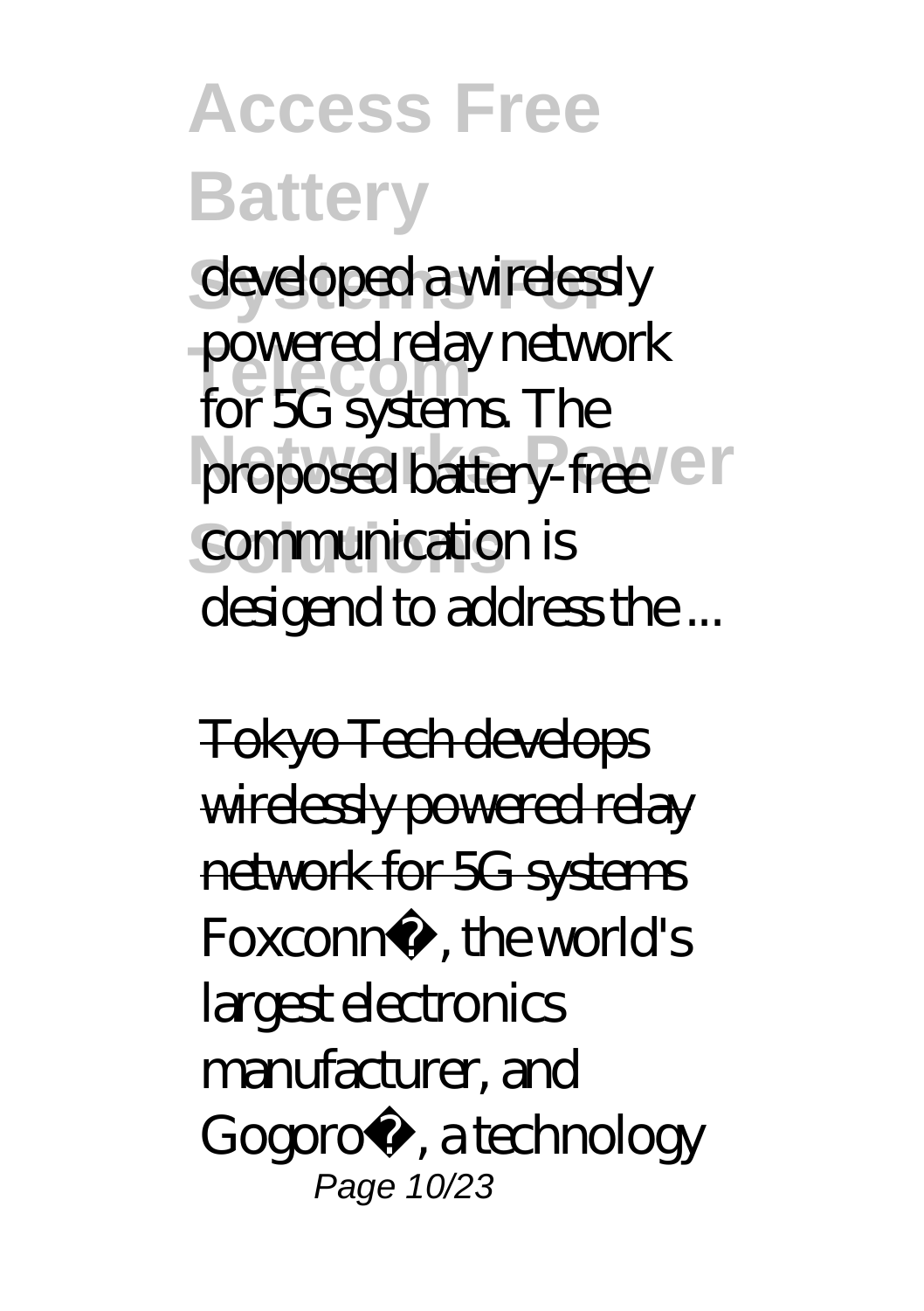developed a wirelessly powered relay network for 5G systems. The proposed battery-free communication is desigend to address the ...

Tokyo Tech develops wirelessly powered relay network for 5G systems

Foxconn®, the world's largest electronics manufacturer, and Gogoro®, a technology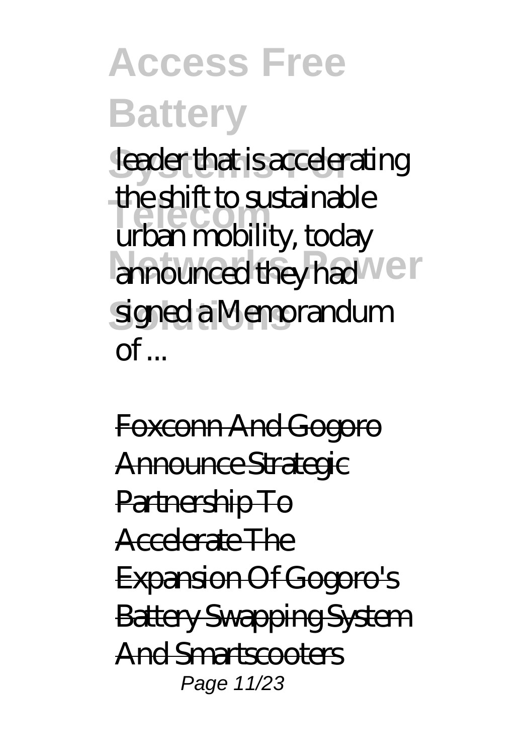leader that is accelerating the shift to sustainable urban mobility, today announced they had signed a Memorandum of ...

Foxconn And Gogoro Announce Strategic Partnership To Accelerate The Expansion Of Gogoro's Battery Swapping System And Smartscooters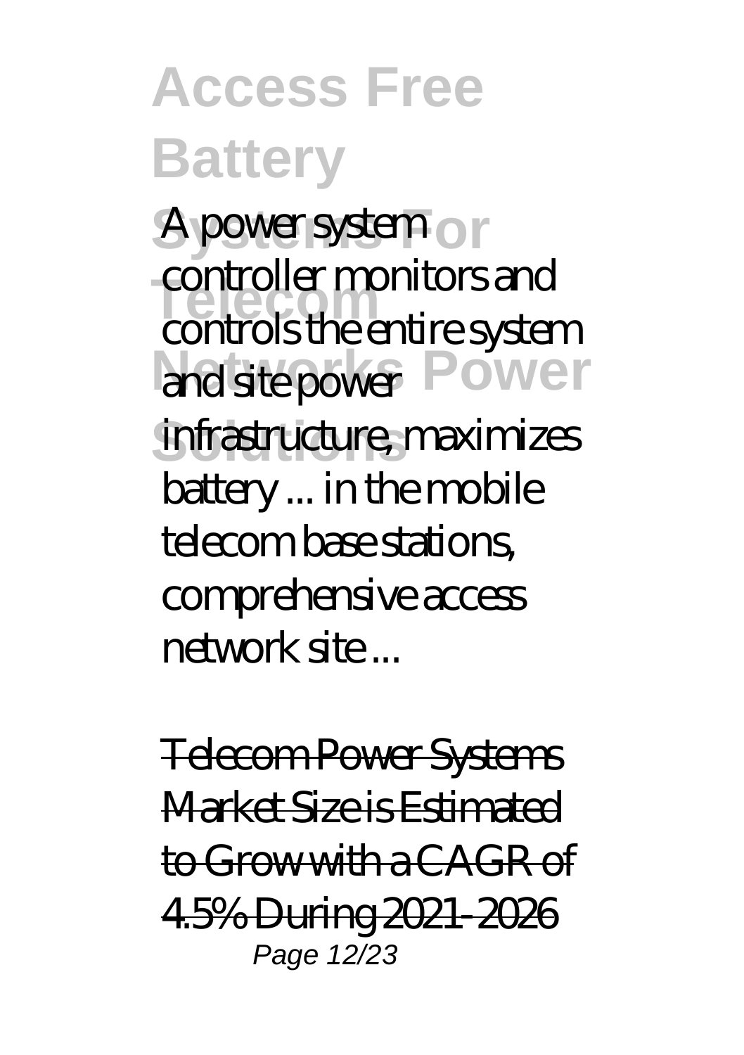A power system controller monitors and controls the entire system and site power infrastructure, maximizes battery ... in the mobile telecom base stations, comprehensive access network site ...

Telecom Power Systems Market Size is Estimated to Grow with a CAGR of 4.5% During 2021-2026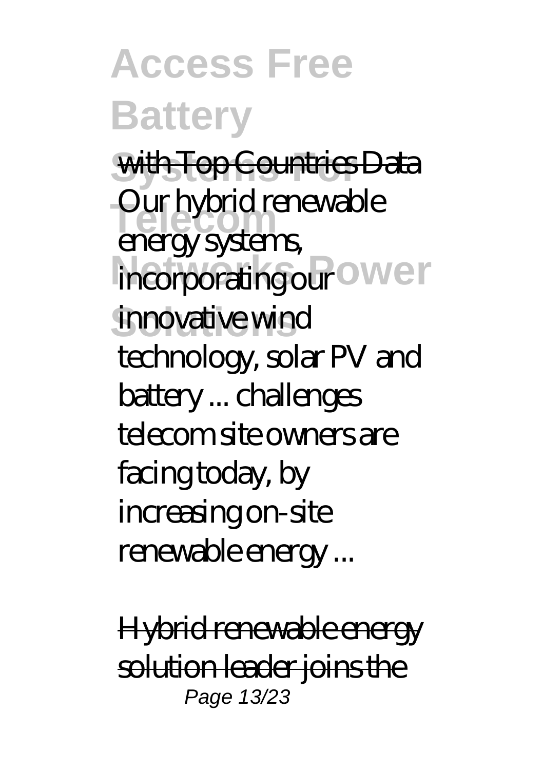with Top Countries Data

Our hybrid renewable energy systems, incorporating our innovative wind technology, solar PV and battery ... challenges telecom site owners are facing today, by increasing on-site renewable energy ...

Hybrid renewable energy solution leader joins the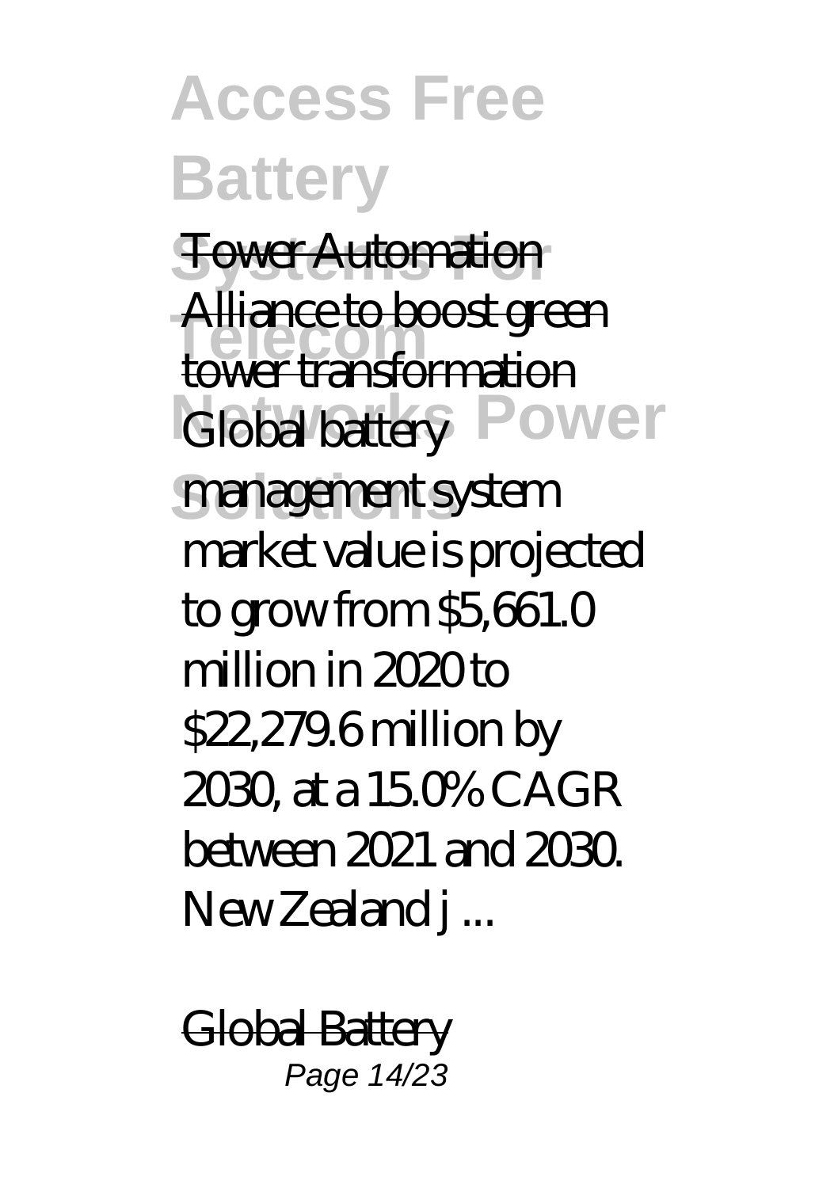Tower Automation Alliance to boost green tower transformation

Global battery management system market value is projected to grow from $5,661.0 million in 2020 to $22,279.6 million by 2030, at a 15.0% CAGR between 2021 and 2030. New Zealand j ...

Global Battery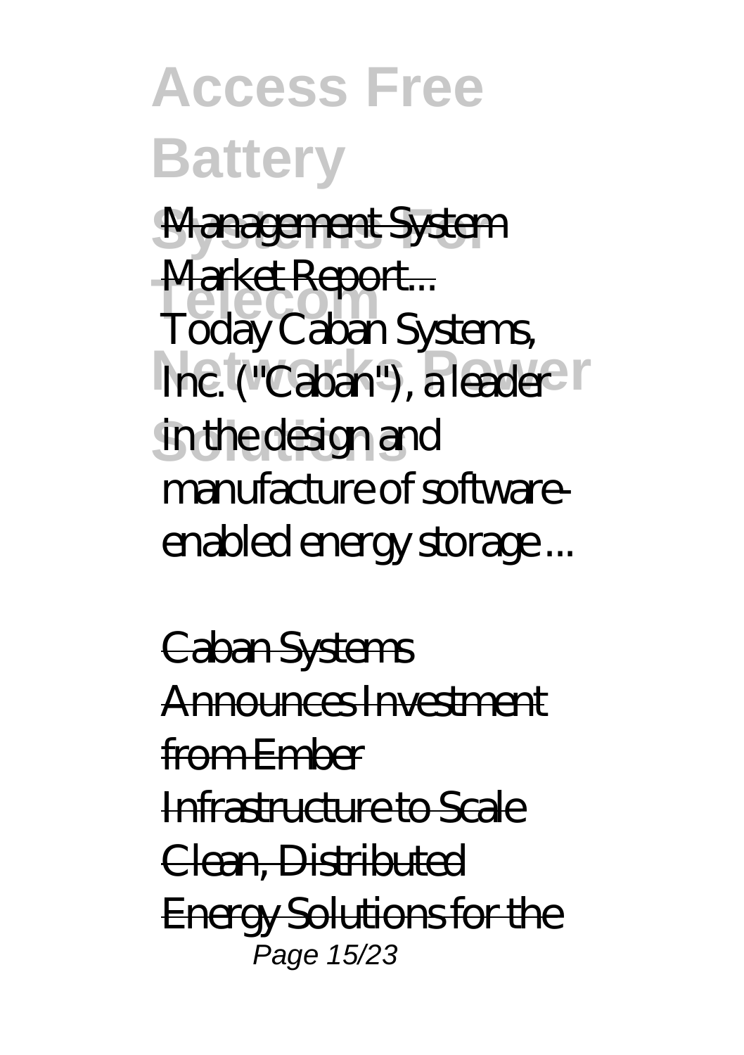Management System Market Report...

Today Caban Systems, Inc. ("Caban"), a leader in the design and manufacture of software-enabled energy storage ...

Caban Systems Announces Investment from Ember Infrastructure to Scale Clean, Distributed Energy Solutions for the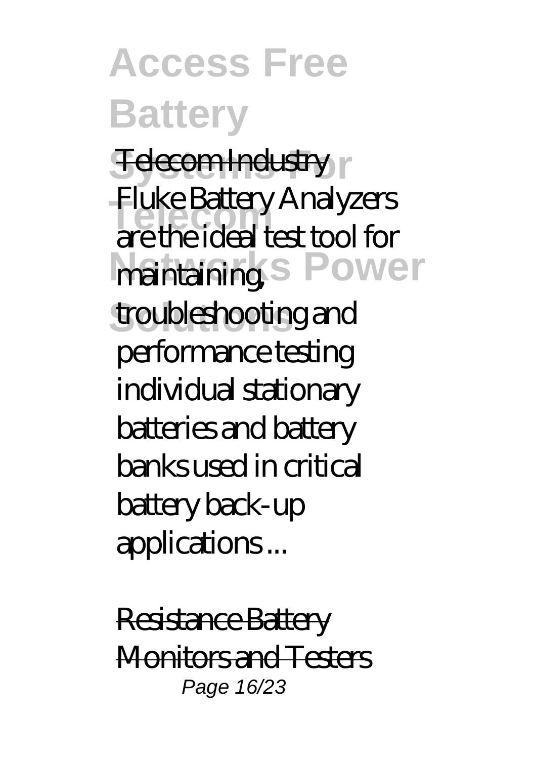Telecom Industry

Fluke Battery Analyzers are the ideal test tool for maintaining, troubleshooting and performance testing individual stationary batteries and battery banks used in critical battery back-up applications ...

Resistance Battery Monitors and Testers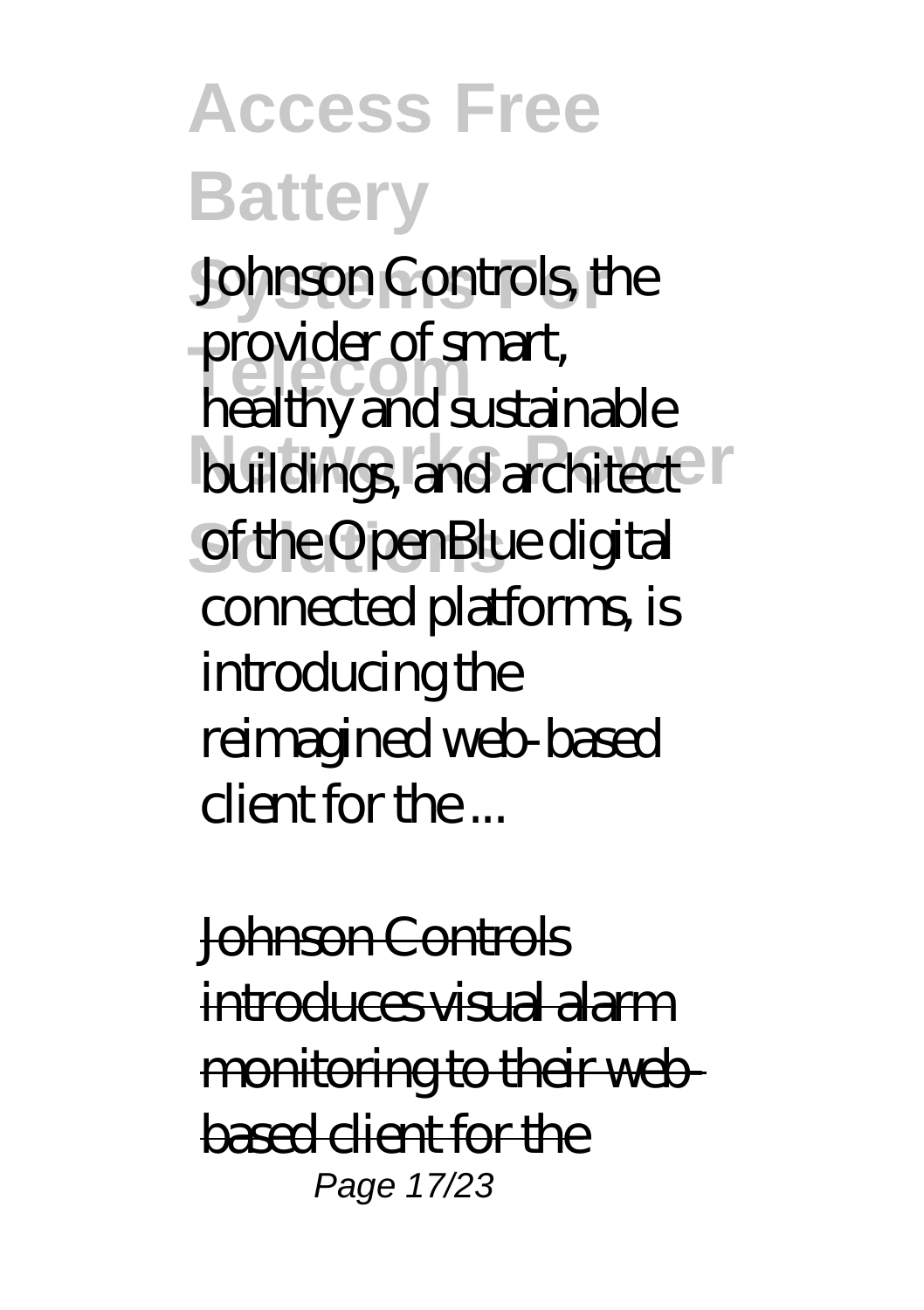Johnson Controls, the provider of smart, healthy and sustainable buildings, and architect of the OpenBlue digital connected platforms, is introducing the reimagined web-based client for the ...

Johnson Controls introduces visual alarm monitoring to their web-based client for the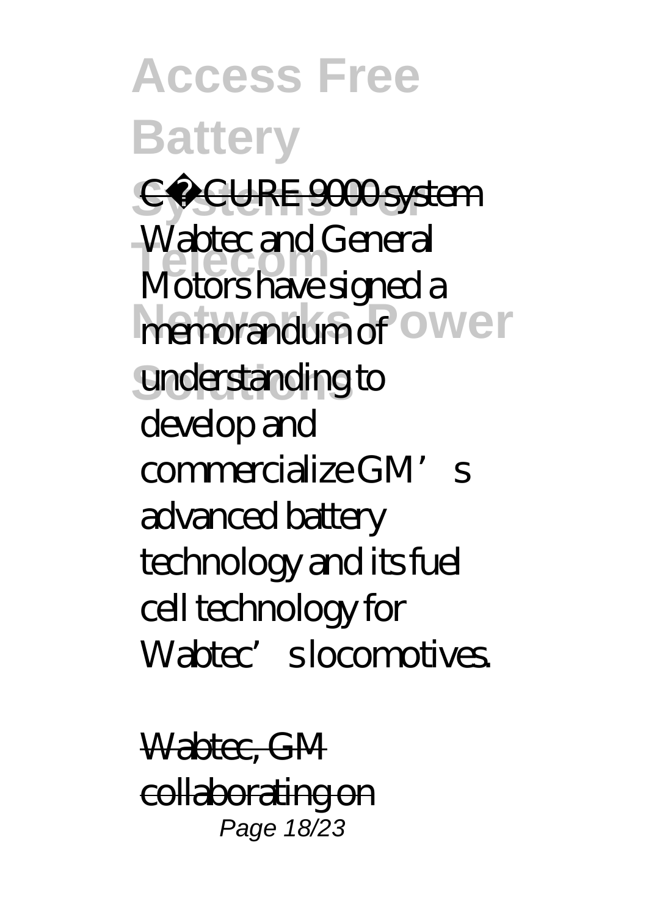C•CURE 9000 system

Wabtec and General Motors have signed a memorandum of understanding to develop and commercialize GM's advanced battery technology and its fuel cell technology for Wabtec's locomotives.

Wabtec, GM collaborating on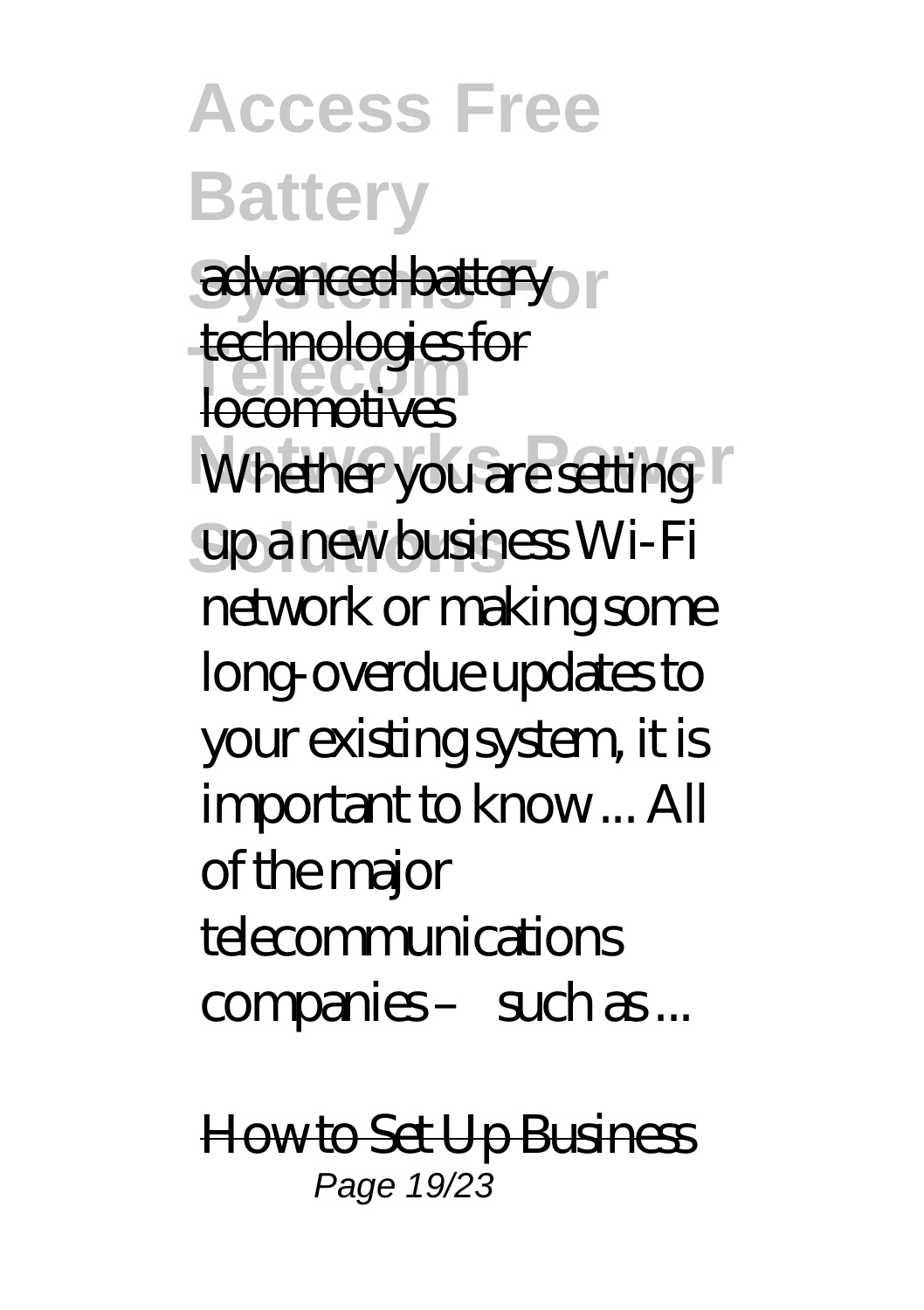advanced battery technologies for locomotives

Whether you are setting up a new business Wi-Fi network or making some long-overdue updates to your existing system, it is important to know ... All of the major telecommunications companies – such as ...

How to Set Up Business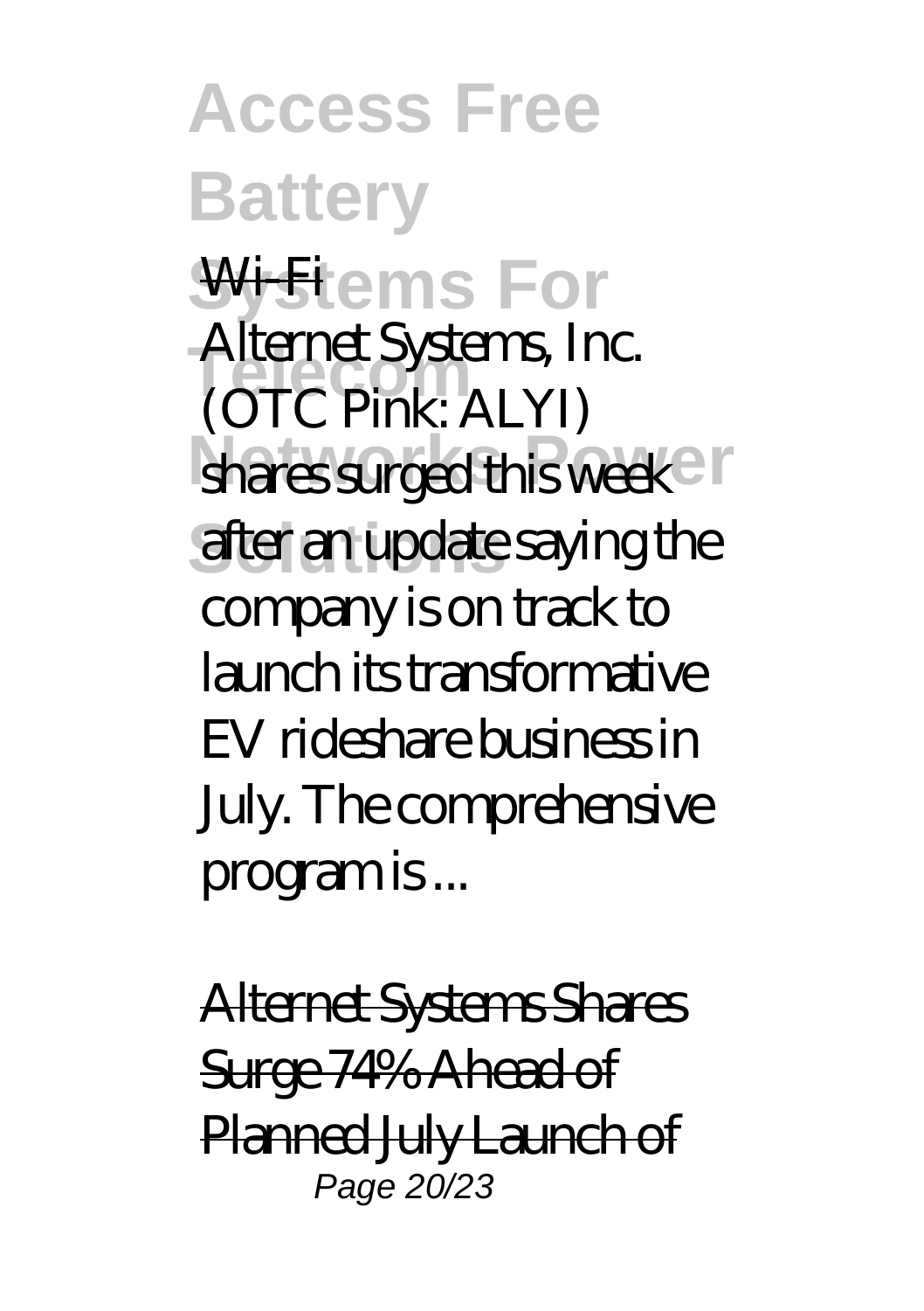Wi-Fi

Alternet Systems, Inc. (OTC Pink: ALYI) shares surged this week after an update saying the company is on track to launch its transformative EV rideshare business in July. The comprehensive program is ...

Alternet Systems Shares Surge 74% Ahead of Planned July Launch of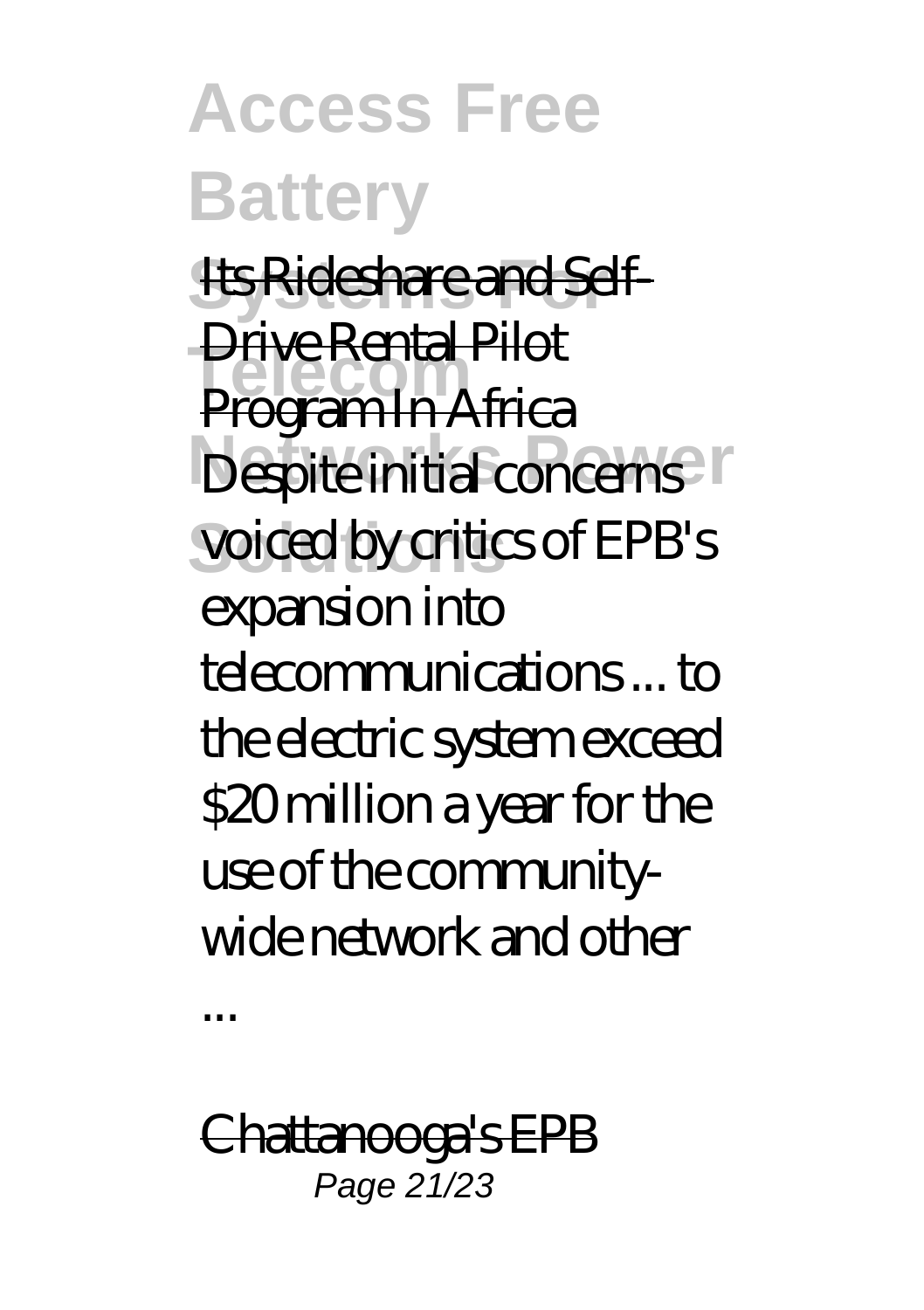Its Rideshare and Self-Drive Rental Pilot Program In Africa

Despite initial concerns voiced by critics of EPB's expansion into telecommunications ... to the electric system exceed $20 million a year for the use of the community-wide network and other ...

Chattanooga's EPB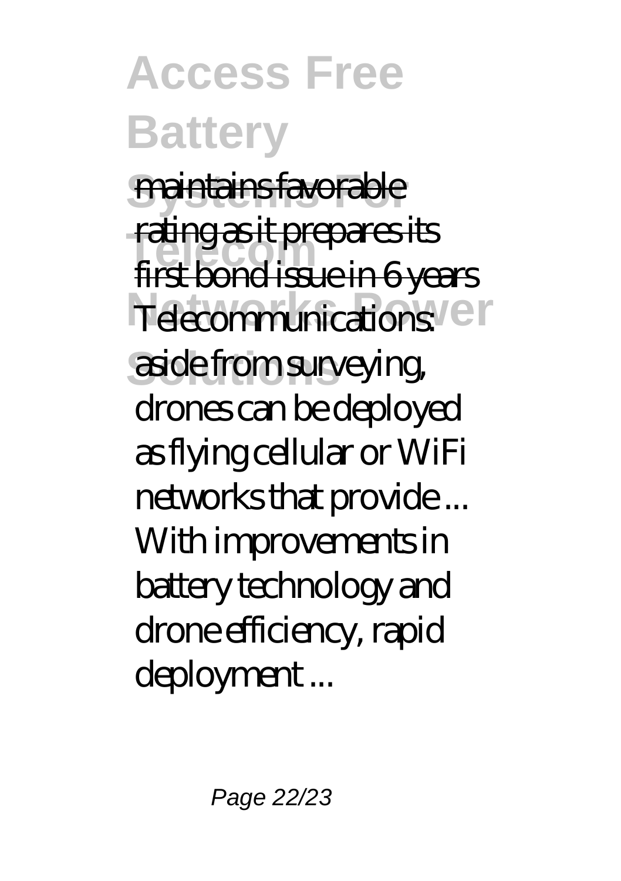maintains favorable rating as it prepares its first bond issue in 6 years

Telecommunications: aside from surveying, drones can be deployed as flying cellular or WiFi networks that provide ... With improvements in battery technology and drone efficiency, rapid deployment ...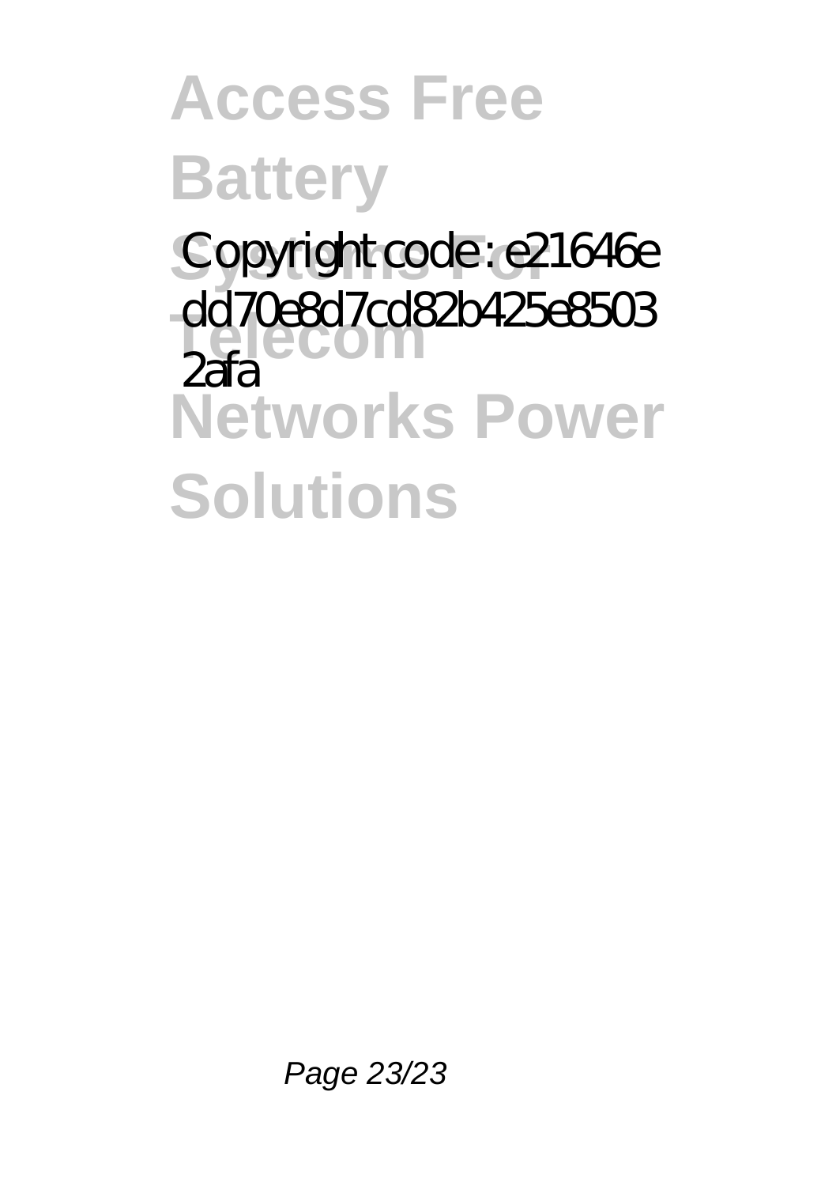Copyright code : e21646edd70e8d7cd82b425e85032afa